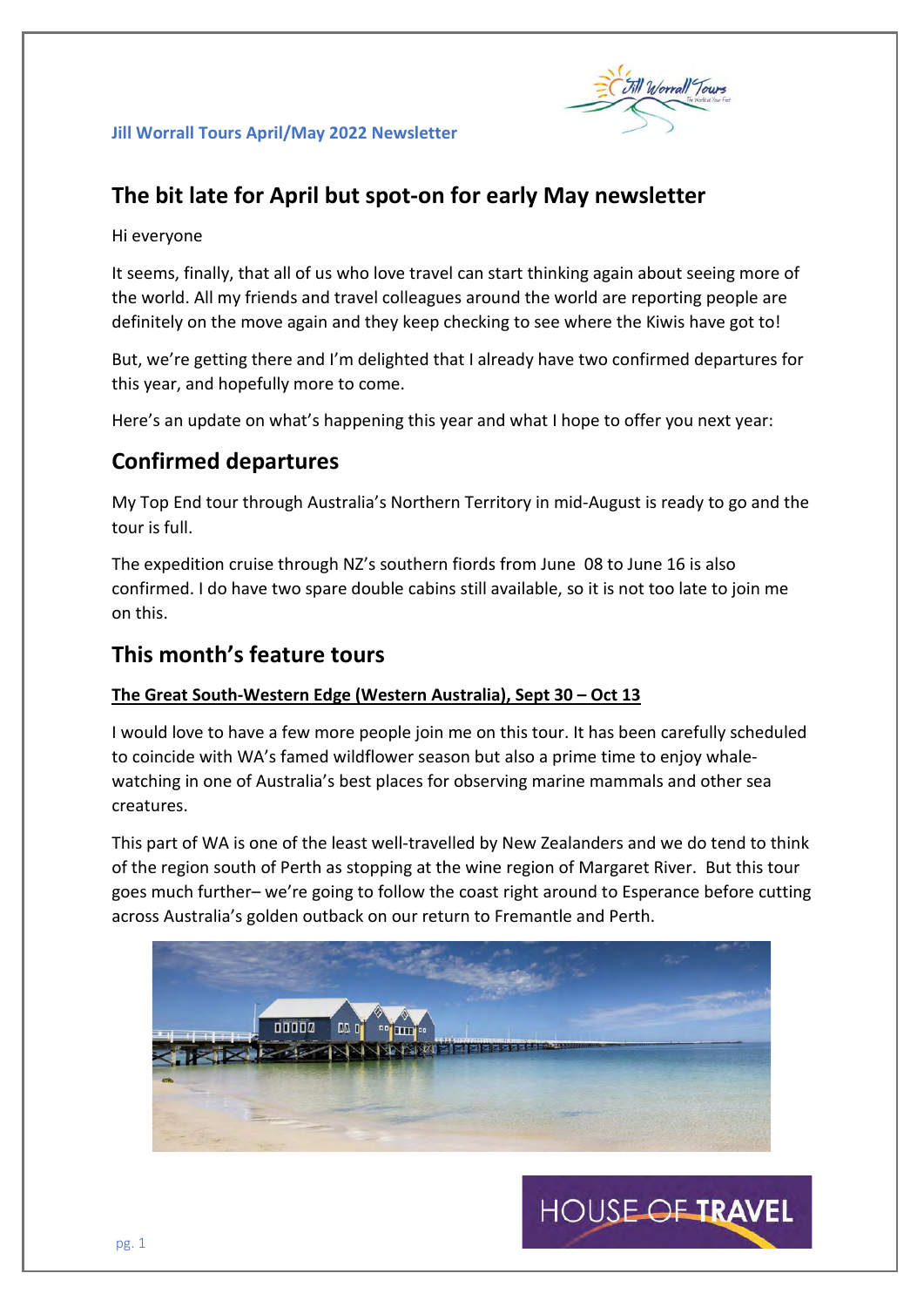Jill Worrall Tours April/May 2022 Newsletter

## The bit late for April but spot-on for early May newsletter

Hi everyone

It seems, finally, that all of us who love travel can start thinking again about seeing more of the world. All my friends and travel colleagues around the world are reporting people are definitely on the move again and they keep checking to see where the Kiwis have got to!

But, we're getting there and I'm delighted that I already have two confirmed departures for this year, and hopefully more to come.

Here's an update on what's happening this year and what I hope to offer you next year:

## Confirmed departures

My Top End tour through Australia's Northern Territory in mid-August is ready to go and the tour is full.

The expedition cruise through NZ's southern fiords from June 08 to June 16 is also confirmed. I do have two spare double cabins still available, so it is not too late to join me on this.

## This month's feature tours

**The Great South-Western Edge (Western Australia), Sept 30 – Oct 13**

I would love to have a few more people join me on this tour. It has been carefully scheduled to coincide with WA's famed wildflower season but also a prime time to enjoy whale-watching in one of Australia's best places for observing marine mammals and other sea creatures.

This part of WA is one of the least well-travelled by New Zealanders and we do tend to think of the region south of Perth as stopping at the wine region of Margaret River. But this tour goes much further– we're going to follow the coast right around to Esperance before cutting across Australia's golden outback on our return to Fremantle and Perth.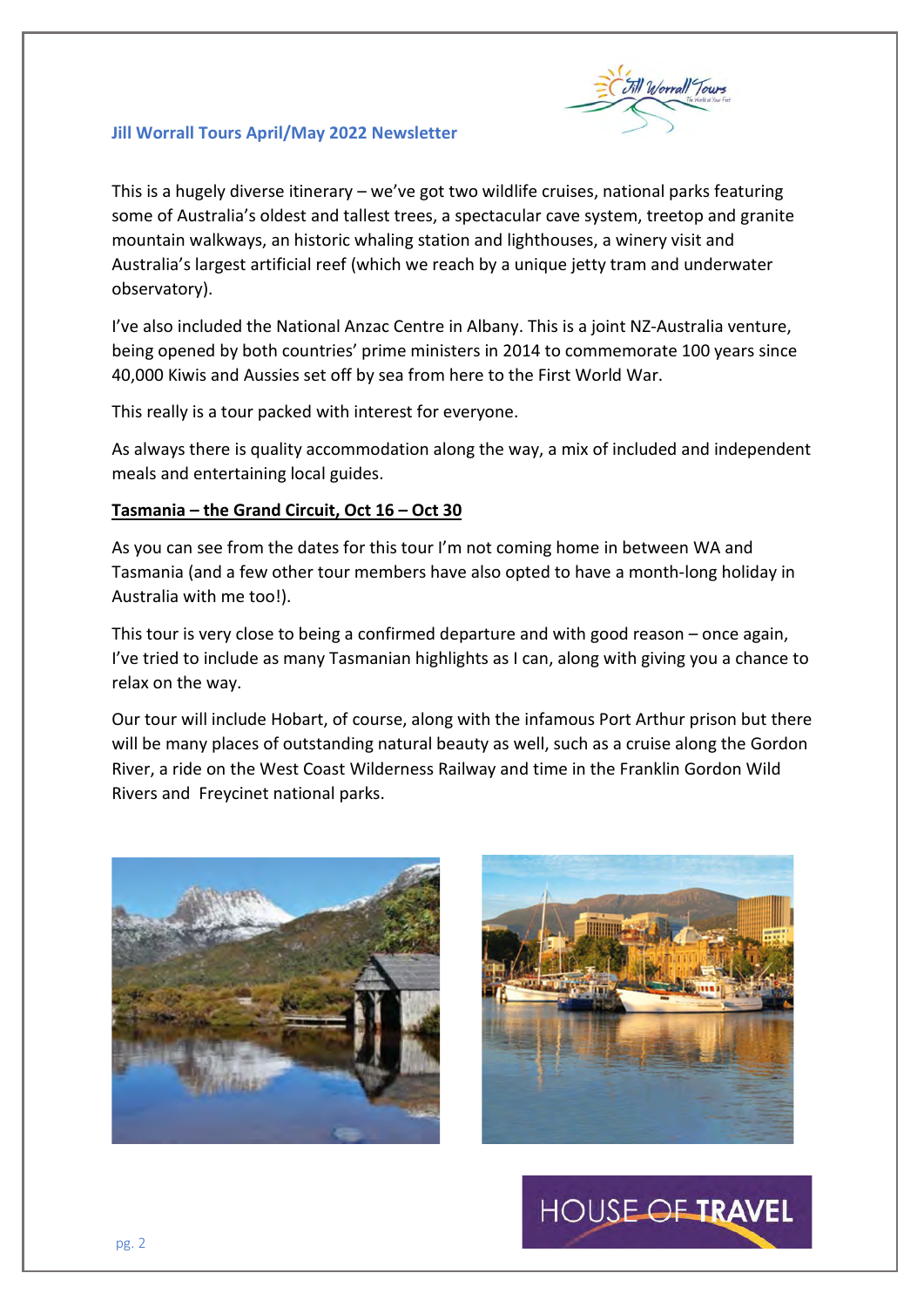**Jill Worrall Tours April/May 2022 Newsletter**

This is a hugely diverse itinerary – we've got two wildlife cruises, national parks featuring some of Australia's oldest and tallest trees, a spectacular cave system, treetop and granite mountain walkways, an historic whaling station and lighthouses, a winery visit and Australia's largest artificial reef (which we reach by a unique jetty tram and underwater observatory).

I've also included the National Anzac Centre in Albany. This is a joint NZ-Australia venture, being opened by both countries' prime ministers in 2014 to commemorate 100 years since 40,000 Kiwis and Aussies set off by sea from here to the First World War.

This really is a tour packed with interest for everyone.

As always there is quality accommodation along the way, a mix of included and independent meals and entertaining local guides.

**Tasmania – the Grand Circuit, Oct 16 – Oct 30**

As you can see from the dates for this tour I'm not coming home in between WA and Tasmania (and a few other tour members have also opted to have a month-long holiday in Australia with me too!).

This tour is very close to being a confirmed departure and with good reason – once again, I've tried to include as many Tasmanian highlights as I can, along with giving you a chance to relax on the way.

Our tour will include Hobart, of course, along with the infamous Port Arthur prison but there will be many places of outstanding natural beauty as well, such as a cruise along the Gordon River, a ride on the West Coast Wilderness Railway and time in the Franklin Gordon Wild Rivers and Freycinet national parks.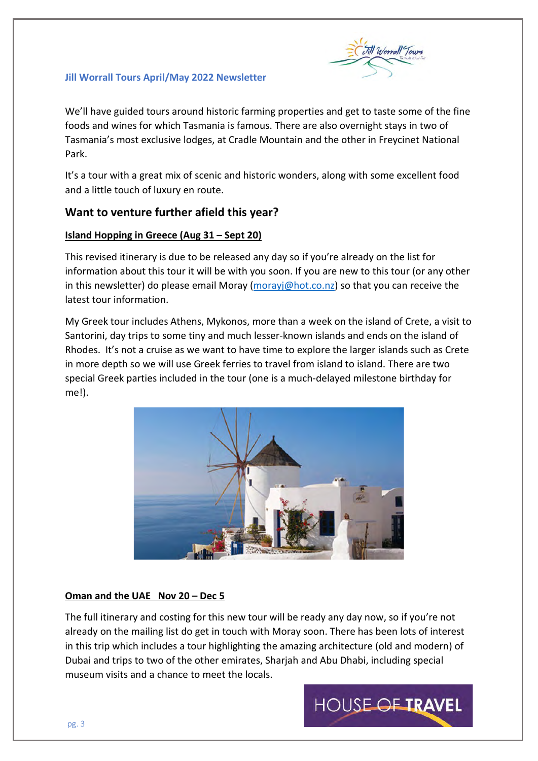We'll have guided tours around historic farming properties and get to taste some of the fine foods and wines for which Tasmania is famous. There are also overnight stays in two of Tasmania's most exclusive lodges, at Cradle Mountain and the other in Freycinet National Park.

It's a tour with a great mix of scenic and historic wonders, along with some excellent food and a little touch of luxury en route.

## Want to venture further afield this year?

**Island Hopping in Greece (Aug 31 – Sept 20)**

This revised itinerary is due to be released any day so if you're already on the list for information about this tour it will be with you soon. If you are new to this tour (or any other in this newsletter) do please email Moray (morayj@hot.co.nz) so that you can receive the latest tour information.

My Greek tour includes Athens, Mykonos, more than a week on the island of Crete, a visit to Santorini, day trips to some tiny and much lesser-known islands and ends on the island of Rhodes. It's not a cruise as we want to have time to explore the larger islands such as Crete in more depth so we will use Greek ferries to travel from island to island. There are two special Greek parties included in the tour (one is a much-delayed milestone birthday for me!).

**Oman and the UAE Nov 20 – Dec 5**

The full itinerary and costing for this new tour will be ready any day now, so if you're not already on the mailing list do get in touch with Moray soon. There has been lots of interest in this trip which includes a tour highlighting the amazing architecture (old and modern) of Dubai and trips to two of the other emirates, Sharjah and Abu Dhabi, including special museum visits and a chance to meet the locals.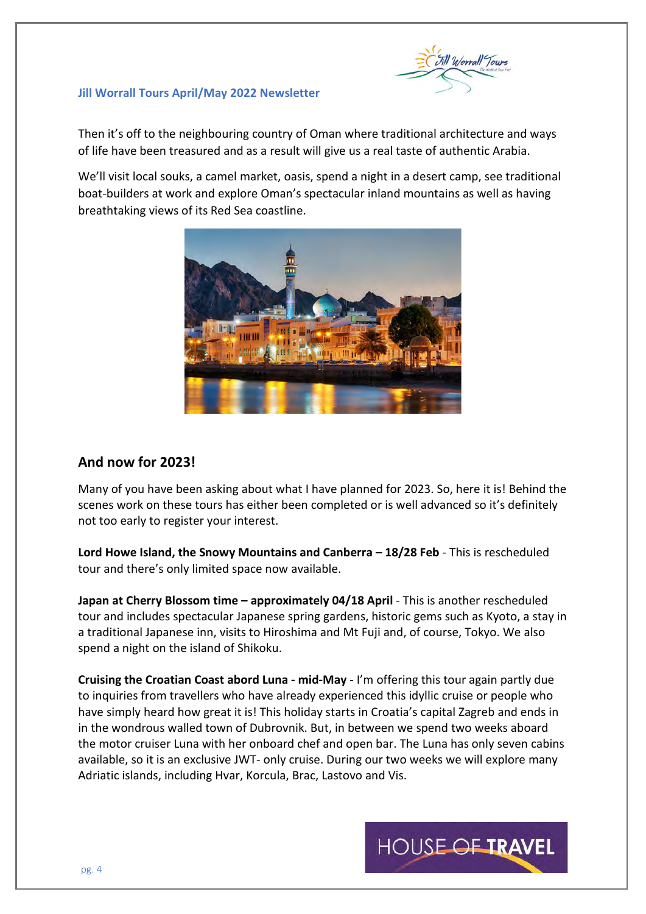Then it's off to the neighbouring country of Oman where traditional architecture and ways of life have been treasured and as a result will give us a real taste of authentic Arabia.

We'll visit local souks, a camel market, oasis, spend a night in a desert camp, see traditional boat-builders at work and explore Oman's spectacular inland mountains as well as having breathtaking views of its Red Sea coastline.

## And now for 2023!

Many of you have been asking about what I have planned for 2023. So, here it is! Behind the scenes work on these tours has either been completed or is well advanced so it's definitely not too early to register your interest.

**Lord Howe Island, the Snowy Mountains and Canberra – 18/28 Feb** - This is rescheduled tour and there's only limited space now available.

**Japan at Cherry Blossom time – approximately 04/18 April** - This is another rescheduled tour and includes spectacular Japanese spring gardens, historic gems such as Kyoto, a stay in a traditional Japanese inn, visits to Hiroshima and Mt Fuji and, of course, Tokyo. We also spend a night on the island of Shikoku.

**Cruising the Croatian Coast abord Luna - mid-May** - I'm offering this tour again partly due to inquiries from travellers who have already experienced this idyllic cruise or people who have simply heard how great it is! This holiday starts in Croatia's capital Zagreb and ends in in the wondrous walled town of Dubrovnik. But, in between we spend two weeks aboard the motor cruiser Luna with her onboard chef and open bar. The Luna has only seven cabins available, so it is an exclusive JWT- only cruise. During our two weeks we will explore many Adriatic islands, including Hvar, Korcula, Brac, Lastovo and Vis.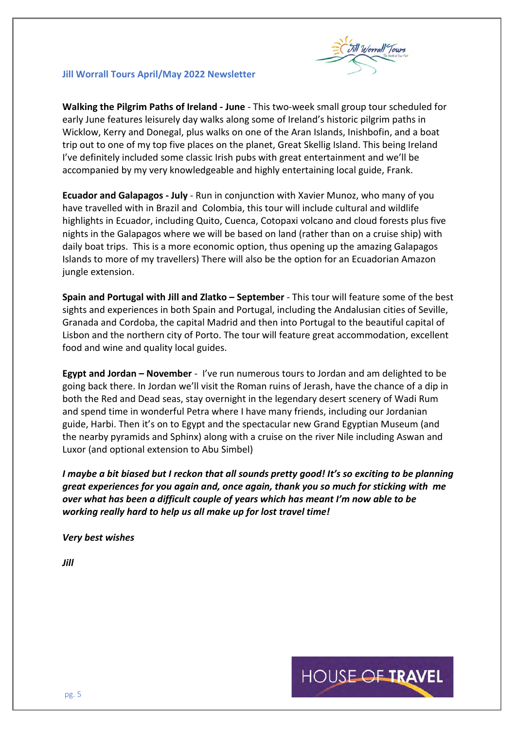Jill Worrall Tours April/May 2022 Newsletter

**Walking the Pilgrim Paths of Ireland - June** - This two-week small group tour scheduled for early June features leisurely day walks along some of Ireland's historic pilgrim paths in Wicklow, Kerry and Donegal, plus walks on one of the Aran Islands, Inishbofin, and a boat trip out to one of my top five places on the planet, Great Skellig Island. This being Ireland I've definitely included some classic Irish pubs with great entertainment and we'll be accompanied by my very knowledgeable and highly entertaining local guide, Frank.

**Ecuador and Galapagos - July** - Run in conjunction with Xavier Munoz, who many of you have travelled with in Brazil and Colombia, this tour will include cultural and wildlife highlights in Ecuador, including Quito, Cuenca, Cotopaxi volcano and cloud forests plus five nights in the Galapagos where we will be based on land (rather than on a cruise ship) with daily boat trips. This is a more economic option, thus opening up the amazing Galapagos Islands to more of my travellers) There will also be the option for an Ecuadorian Amazon jungle extension.

**Spain and Portugal with Jill and Zlatko – September** - This tour will feature some of the best sights and experiences in both Spain and Portugal, including the Andalusian cities of Seville, Granada and Cordoba, the capital Madrid and then into Portugal to the beautiful capital of Lisbon and the northern city of Porto. The tour will feature great accommodation, excellent food and wine and quality local guides.

**Egypt and Jordan – November** - I've run numerous tours to Jordan and am delighted to be going back there. In Jordan we'll visit the Roman ruins of Jerash, have the chance of a dip in both the Red and Dead seas, stay overnight in the legendary desert scenery of Wadi Rum and spend time in wonderful Petra where I have many friends, including our Jordanian guide, Harbi. Then it's on to Egypt and the spectacular new Grand Egyptian Museum (and the nearby pyramids and Sphinx) along with a cruise on the river Nile including Aswan and Luxor (and optional extension to Abu Simbel)

***I maybe a bit biased but I reckon that all sounds pretty good! It's so exciting to be planning great experiences for you again and, once again, thank you so much for sticking with me over what has been a difficult couple of years which has meant I'm now able to be working really hard to help us all make up for lost travel time!***

***Very best wishes***

***Jill***